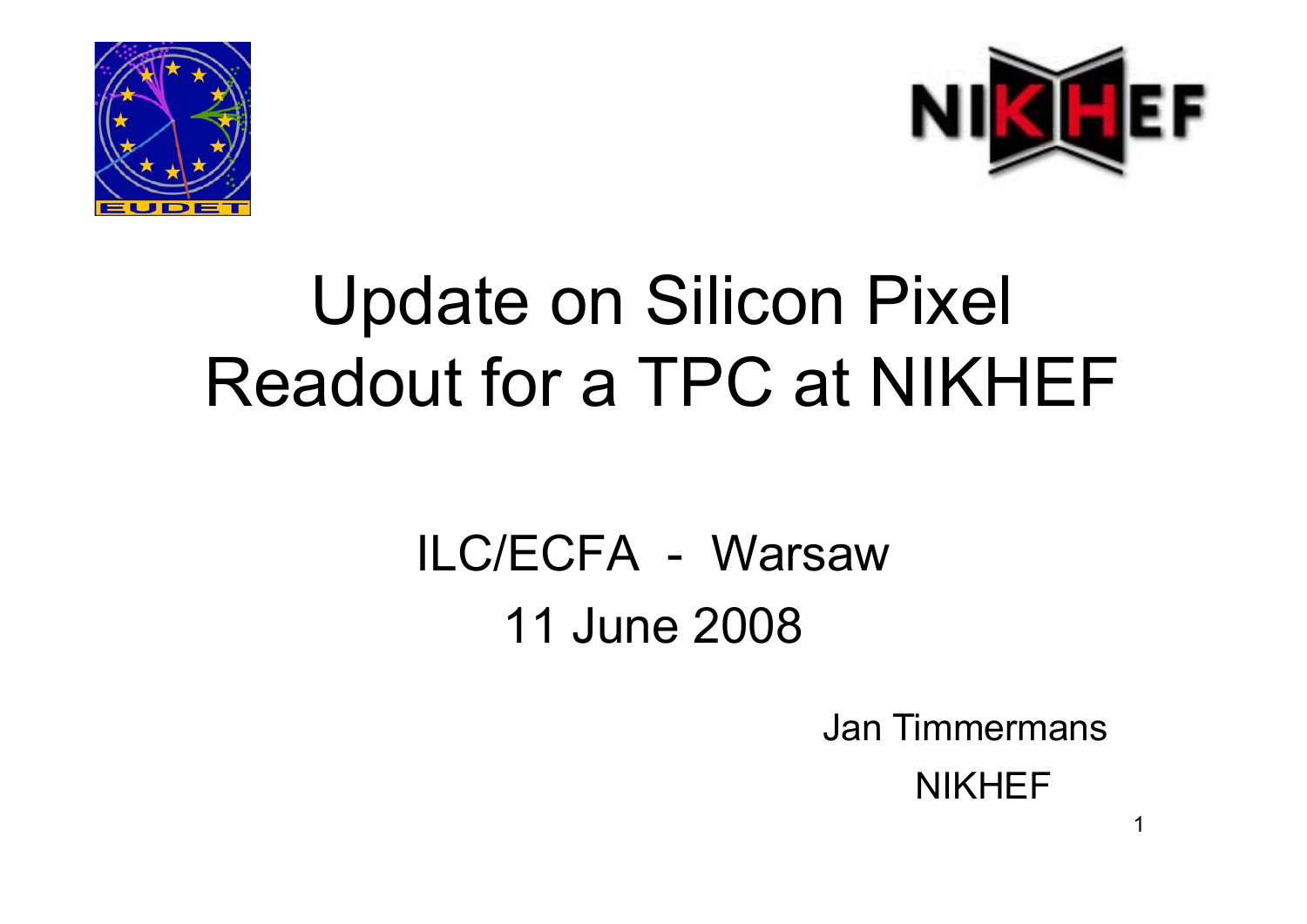# Update on Silicon Pixel Readout for a TPC at NIKHEF

ILC/ECFA - Warsaw

11 June 2008

Jan Timmermans

NIKHEF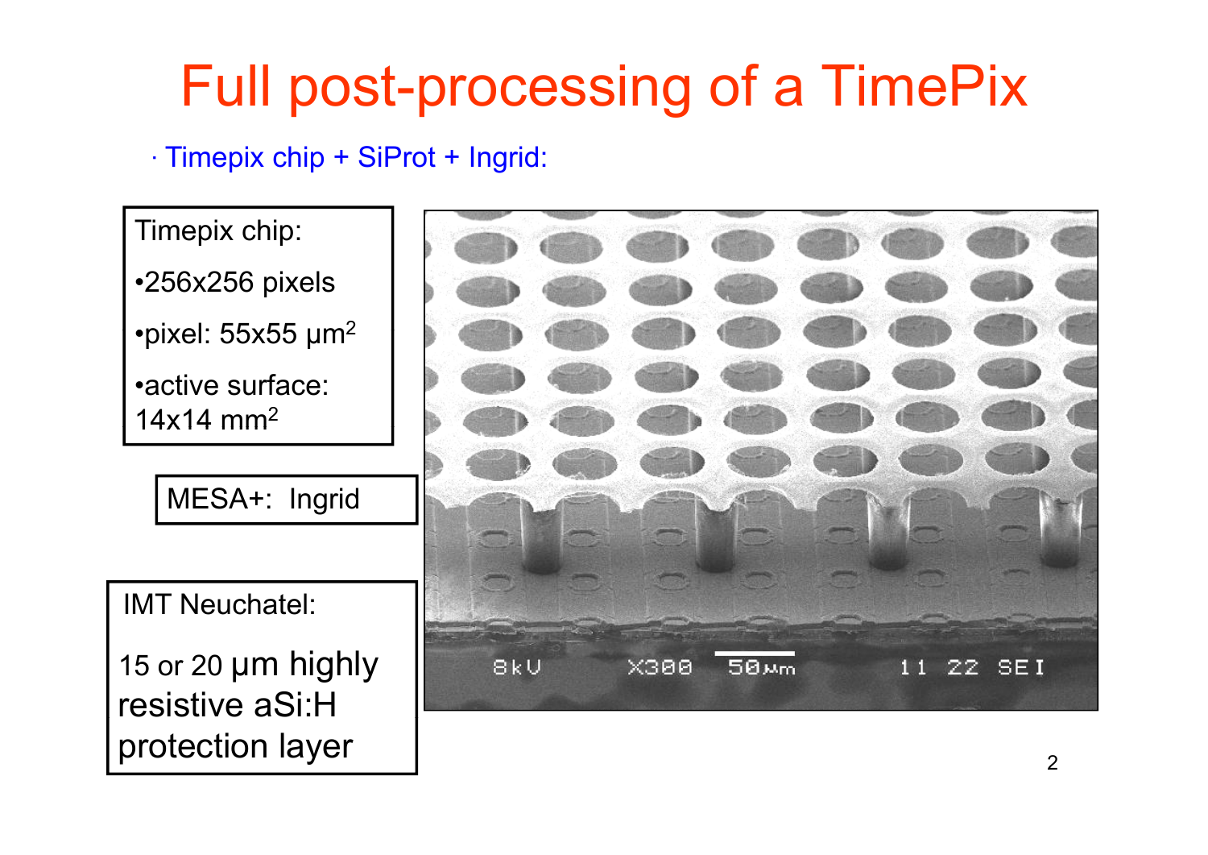# Full post-processing of a TimePix

- Timepix chip + SiProt + Ingrid:

Timepix chip:

- 256x256 pixels
- pixel: 55x55 μm$^2$
- active surface: 14x14 mm$^2$

MESA+: Ingrid

IMT Neuchatel:

15 or 20 μm highly resistive aSi:H protection layer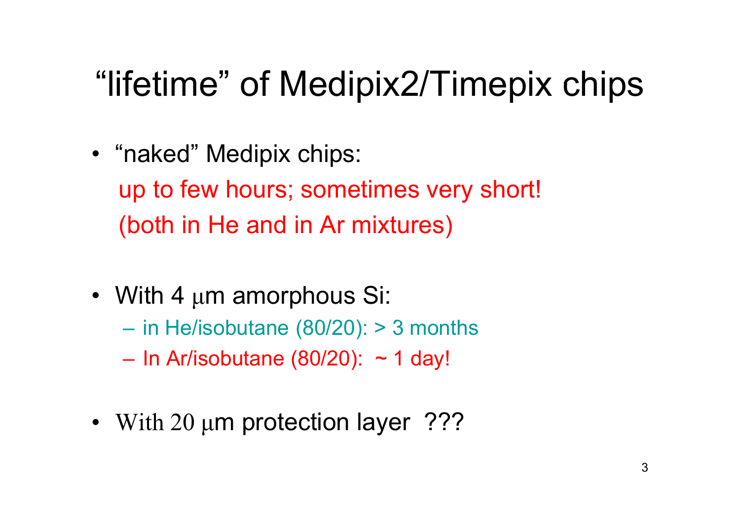# “lifetime” of Medipix2/Timepix chips

- “naked” Medipix chips:
  up to few hours; sometimes very short!
  (both in He and in Ar mixtures)

- With 4 μm amorphous Si:
  - in He/isobutane (80/20): > 3 months
  - In Ar/isobutane (80/20): ~ 1 day!

- With 20 μm protection layer ???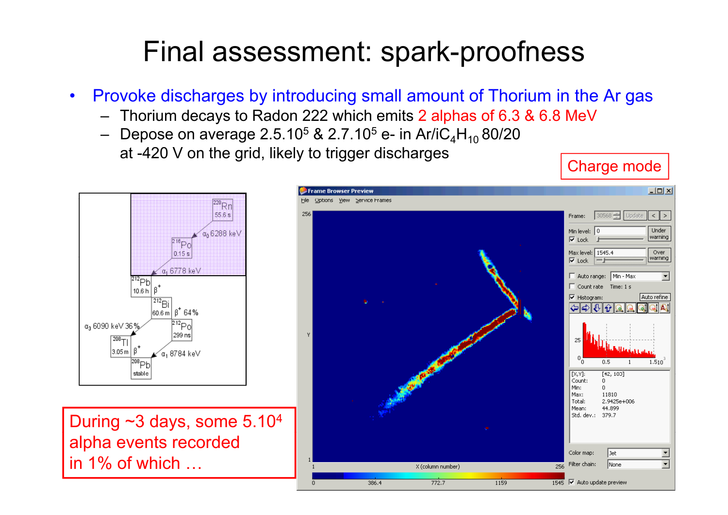# Final assessment: spark-proofness

- Provoke discharges by introducing small amount of Thorium in the Ar gas
  - Thorium decays to Radon 222 which emits 2 alphas of 6.3 & 6.8 MeV
  - Depose on average $2.5.10^5$ & $2.7.10^5$ e- in Ar/i$C_4H_{10}$ 80/20 at -420 V on the grid, likely to trigger discharges

Charge mode

During ~3 days, some $5.10^4$ alpha events recorded in 1% of which …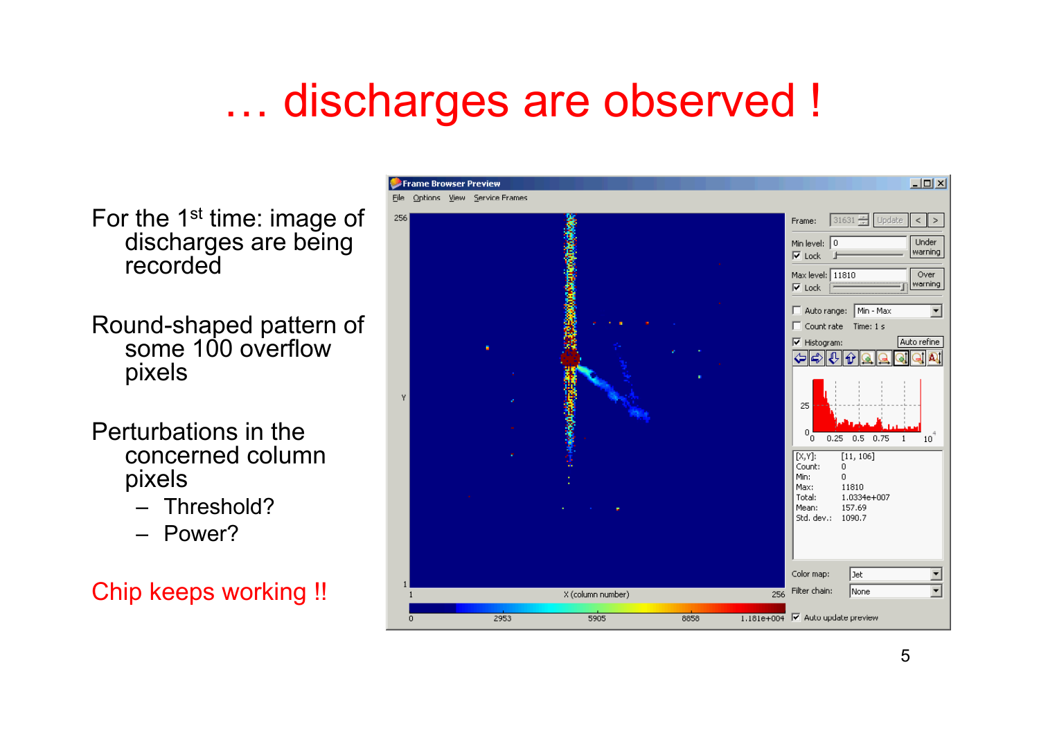# … discharges are observed !

For the 1st time: image of discharges are being recorded

Round-shaped pattern of some 100 overflow pixels

Perturbations in the concerned column pixels

- Threshold?
- Power?

Chip keeps working !!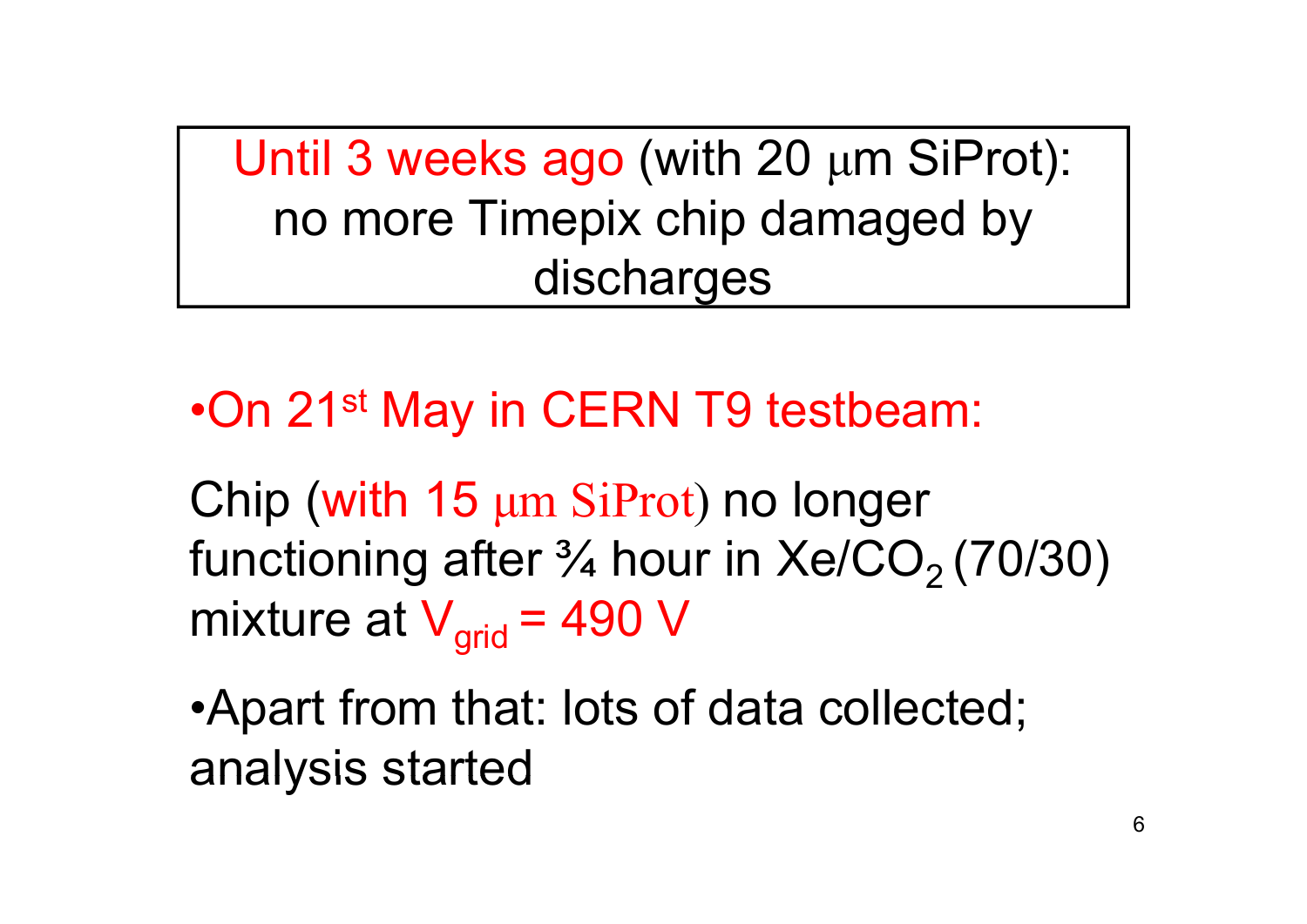Until 3 weeks ago (with 20 μm SiProt): no more Timepix chip damaged by discharges

- On 21st May in CERN T9 testbeam:

Chip (with 15 μm SiProt) no longer functioning after ¾ hour in $Xe/CO_2$ (70/30) mixture at $V_{grid}$ = 490 V

- Apart from that: lots of data collected; analysis started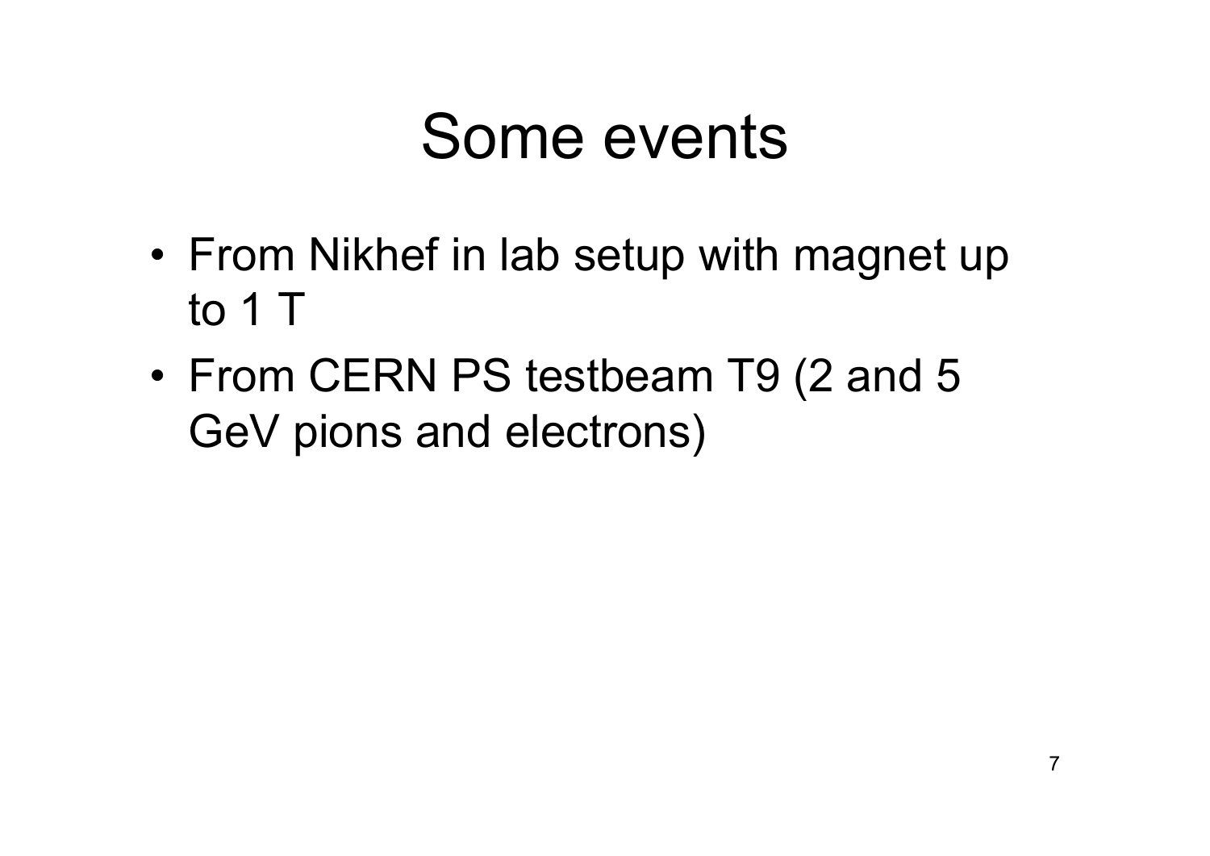# Some events

- From Nikhef in lab setup with magnet up to 1 T
- From CERN PS testbeam T9 (2 and 5 GeV pions and electrons)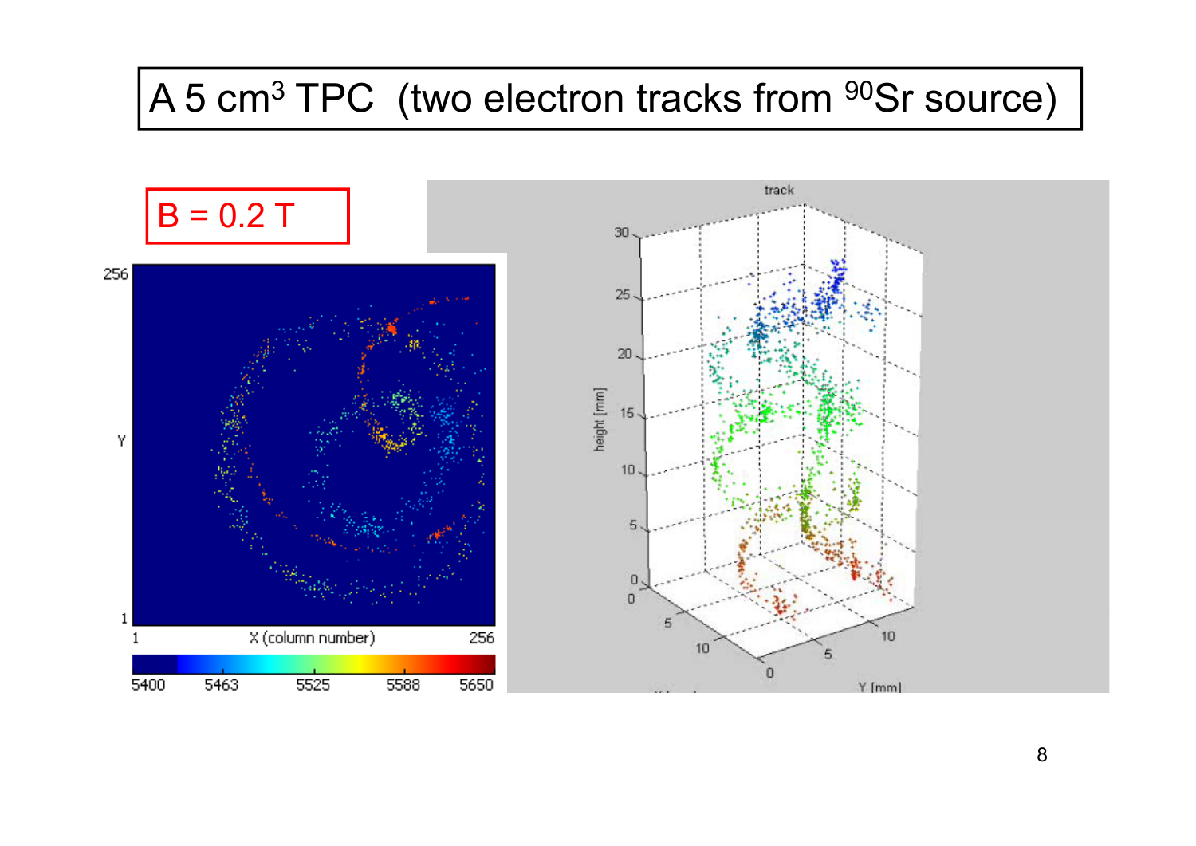# A 5 $cm^3$ TPC (two electron tracks from $^{90}Sr$ source)

B = 0.2 T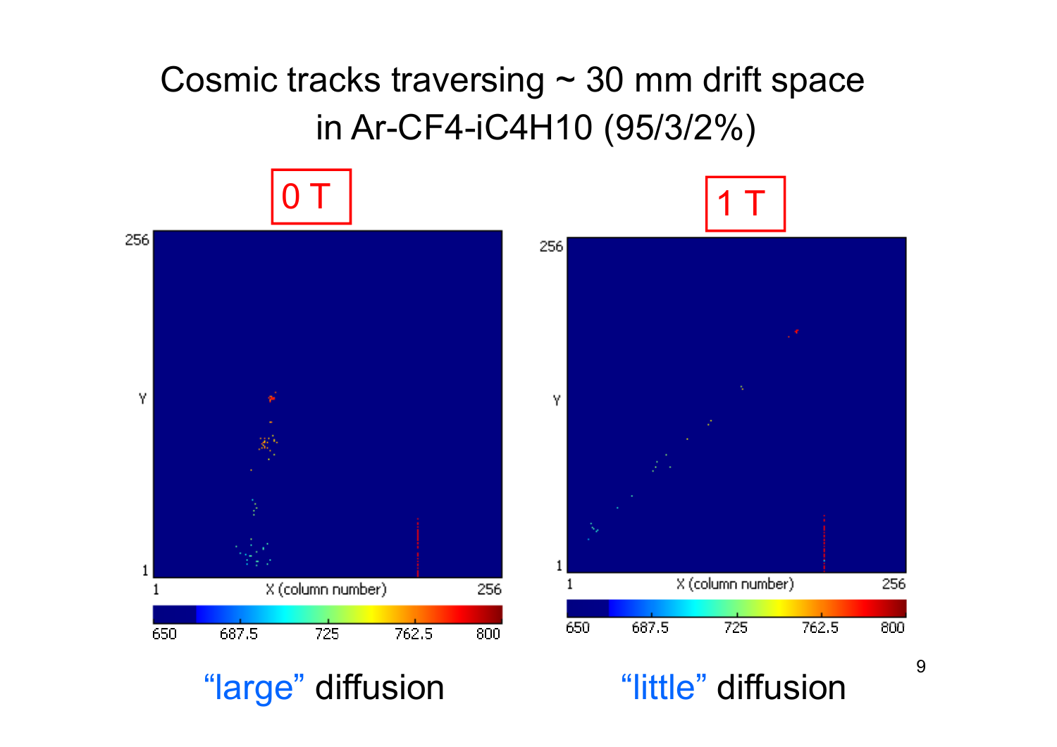# Cosmic tracks traversing ~ 30 mm drift space in Ar-CF4-iC4H10 (95/3/2%)

0 T

256

Y

1

1 X (column number) 256

650 687.5 725 762.5 800

"large" diffusion

1 T

256

Y

1

1 X (column number) 256

650 687.5 725 762.5 800

"little" diffusion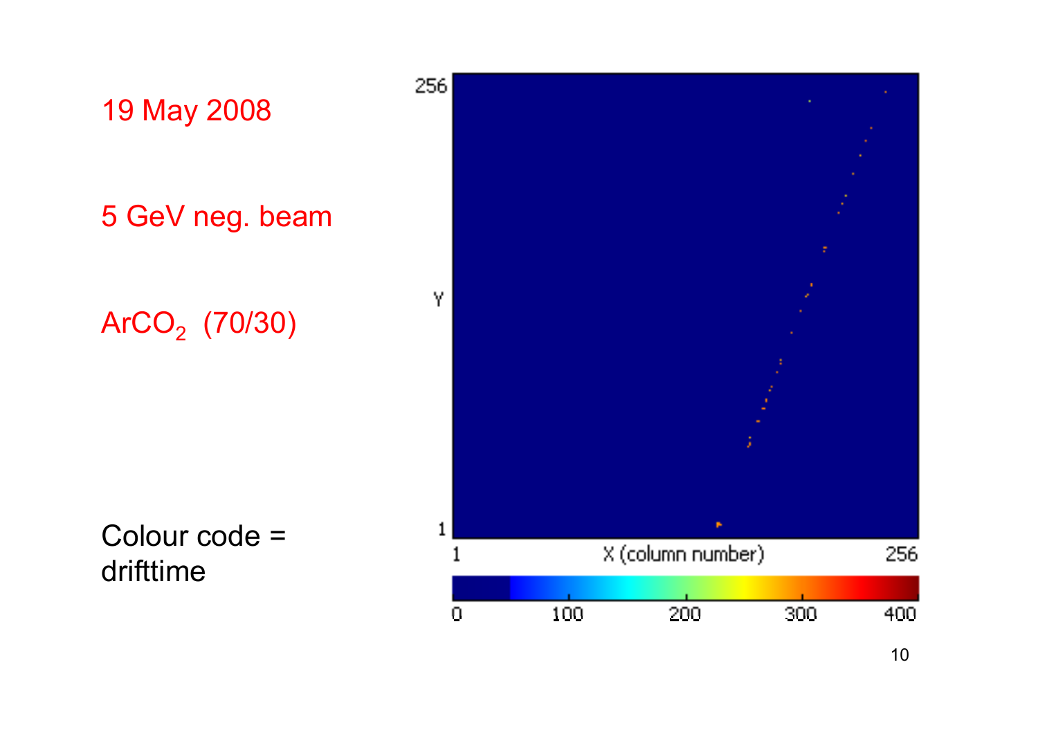19 May 2008

5 GeV neg. beam

$ArCO_2$ (70/30)

Colour code = drifttime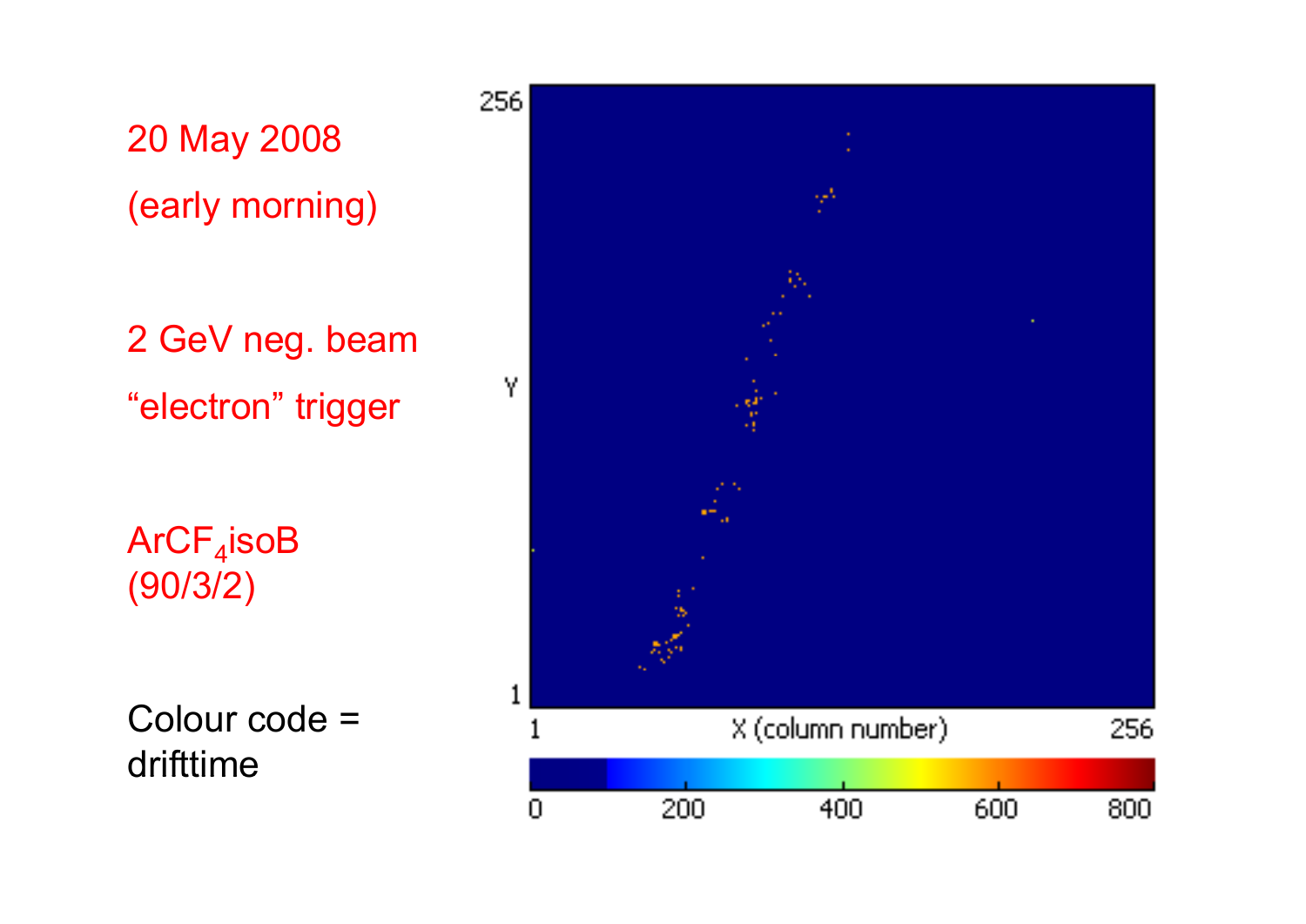20 May 2008

(early morning)

2 GeV neg. beam

“electron” trigger

$ArCF_4isoB$
(90/3/2)

Colour code = drifttime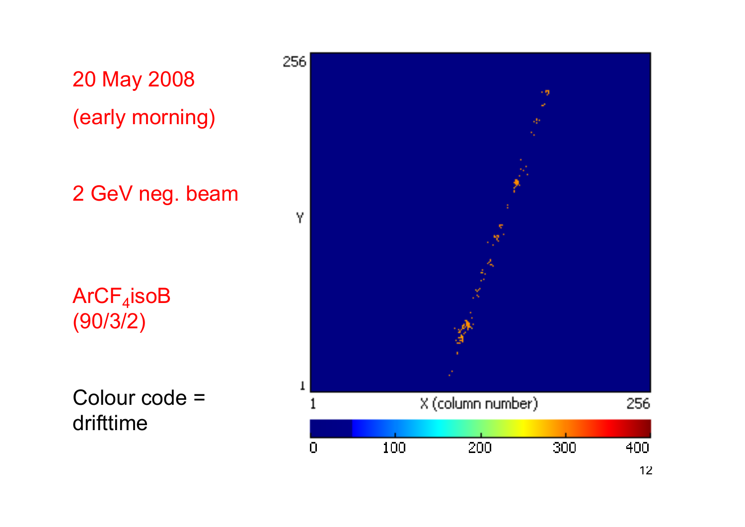20 May 2008

(early morning)

2 GeV neg. beam

$ArCF_4$isoB
(90/3/2)

Colour code = drifttime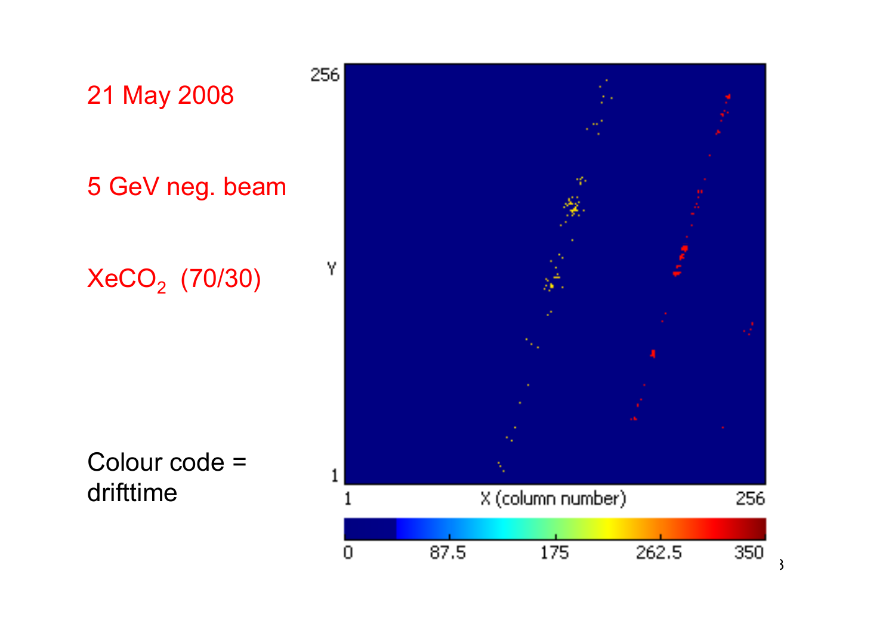21 May 2008

5 GeV neg. beam

$XeCO_2$ (70/30)

Colour code = drifttime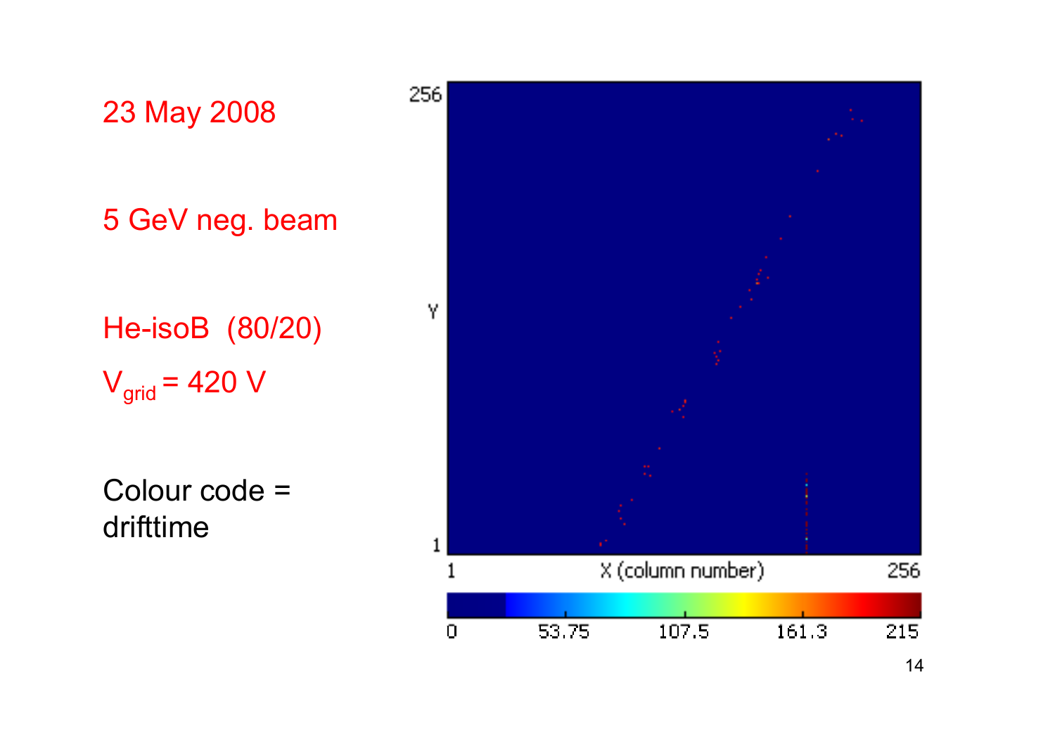23 May 2008

5 GeV neg. beam

He-isoB (80/20)

$V_{grid}$ = 420 V

Colour code = drifttime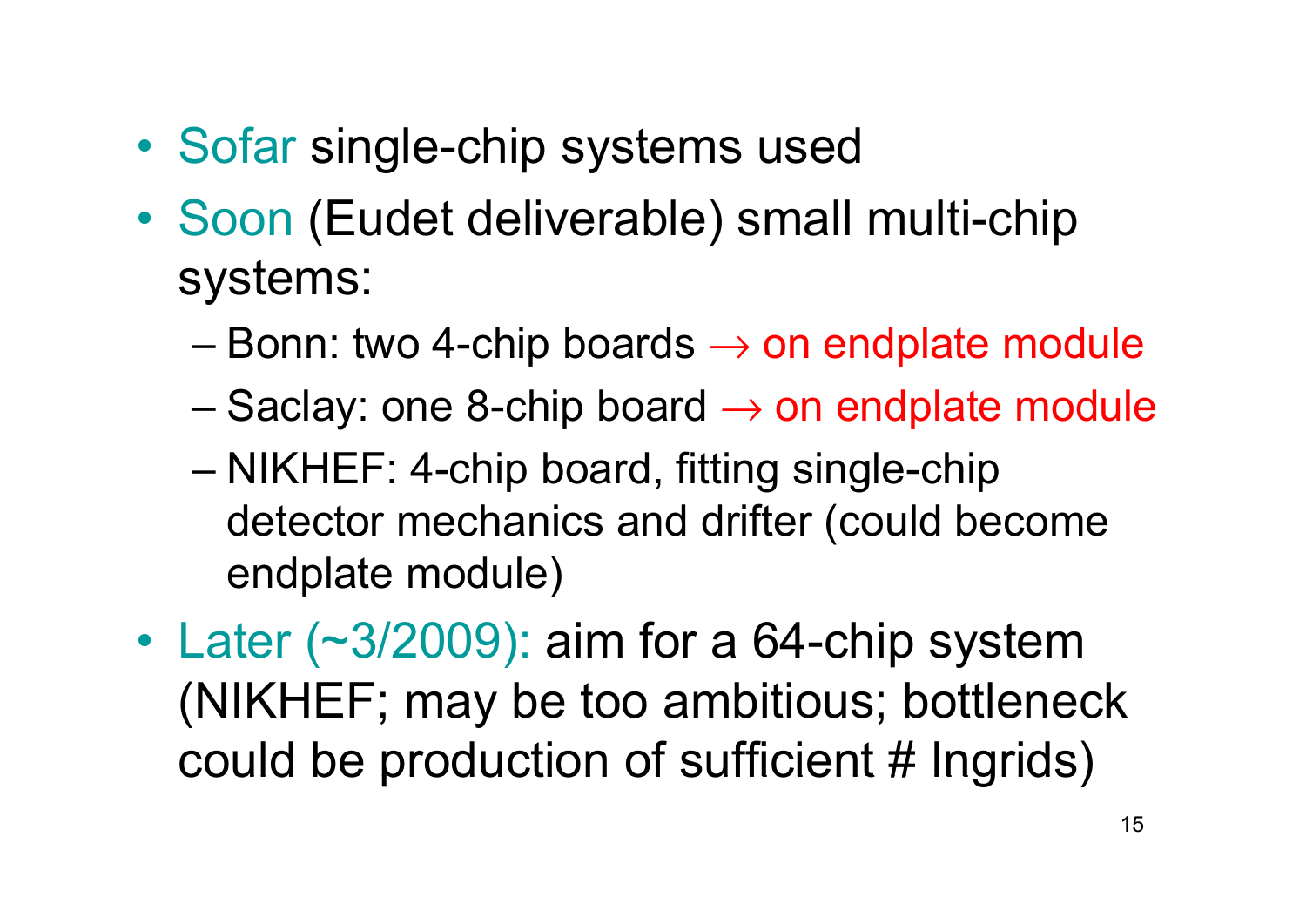- Sofar single-chip systems used
- Soon (Eudet deliverable) small multi-chip systems:
  - Bonn: two 4-chip boards → on endplate module
  - Saclay: one 8-chip board → on endplate module
  - NIKHEF: 4-chip board, fitting single-chip detector mechanics and drifter (could become endplate module)
- Later (~3/2009): aim for a 64-chip system (NIKHEF; may be too ambitious; bottleneck could be production of sufficient # Ingrids)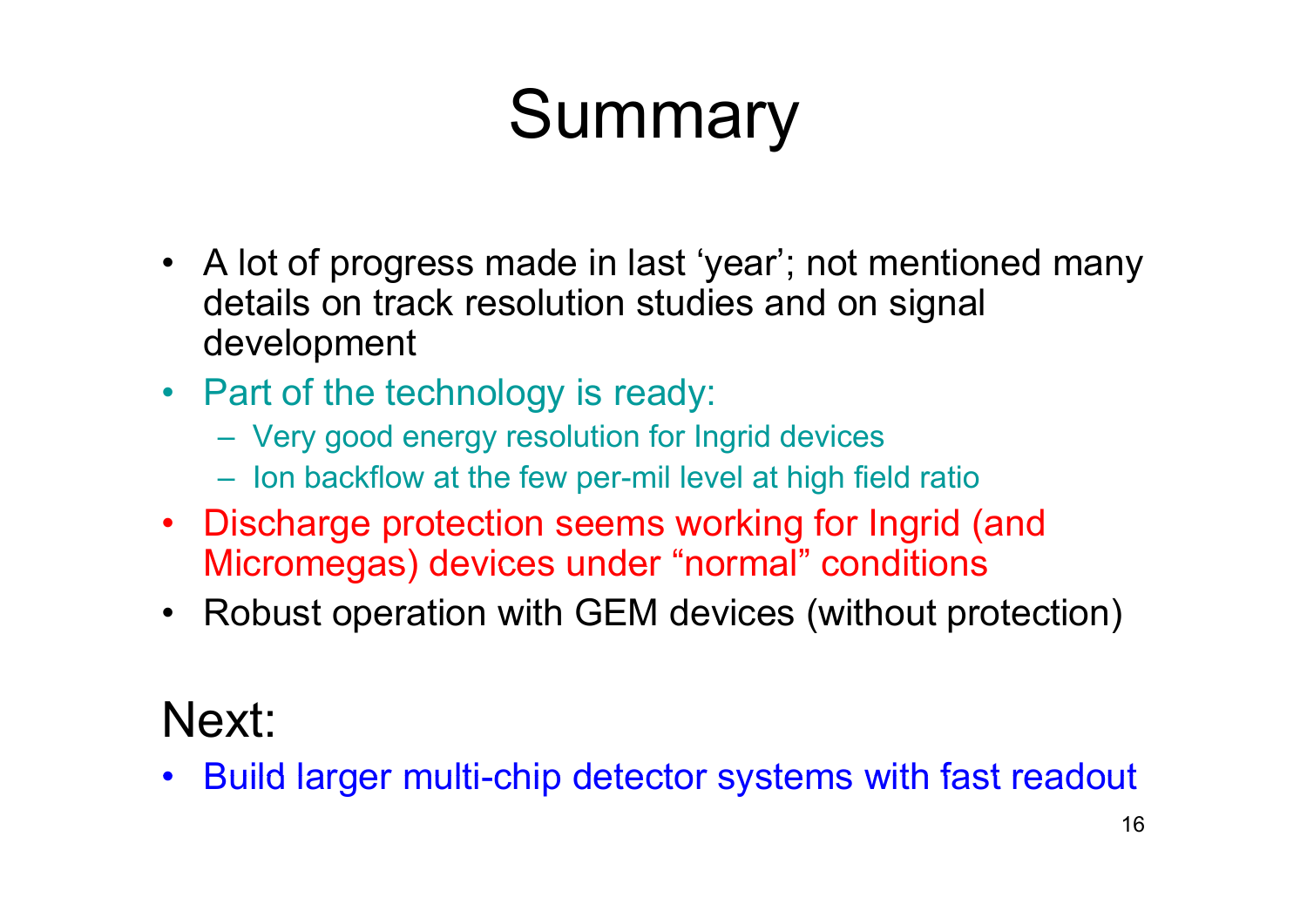# Summary

- A lot of progress made in last ‘year’; not mentioned many details on track resolution studies and on signal development
- Part of the technology is ready:
  - Very good energy resolution for Ingrid devices
  - Ion backflow at the few per-mil level at high field ratio
- Discharge protection seems working for Ingrid (and Micromegas) devices under “normal” conditions
- Robust operation with GEM devices (without protection)

## Next:

- Build larger multi-chip detector systems with fast readout